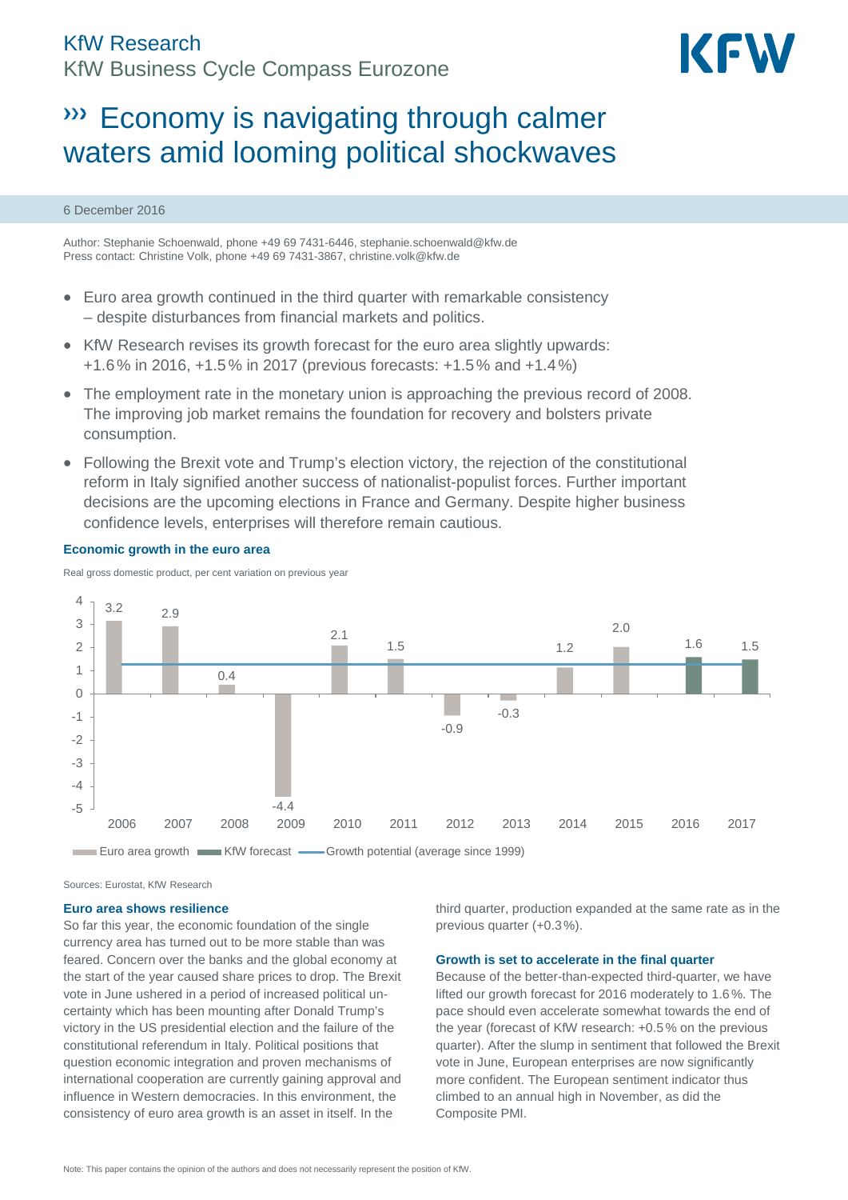KfW Research

KfW Business Cycle Compass Eurozone

# ››› Economy is navigating through calmer waters amid looming political shockwaves

6 December 2016

Author: Stephanie Schoenwald, phone +49 69 7431-6446, stephanie.schoenwald@kfw.de
Press contact: Christine Volk, phone +49 69 7431-3867, christine.volk@kfw.de

- Euro area growth continued in the third quarter with remarkable consistency – despite disturbances from financial markets and politics.
- KfW Research revises its growth forecast for the euro area slightly upwards: +1.6% in 2016, +1.5% in 2017 (previous forecasts: +1.5% and +1.4%)
- The employment rate in the monetary union is approaching the previous record of 2008. The improving job market remains the foundation for recovery and bolsters private consumption.
- Following the Brexit vote and Trump's election victory, the rejection of the constitutional reform in Italy signified another success of nationalist-populist forces. Further important decisions are the upcoming elections in France and Germany. Despite higher business confidence levels, enterprises will therefore remain cautious.

**Economic growth in the euro area**

Real gross domestic product, per cent variation on previous year

| Year | 2006 | 2007 | 2008 | 2009 | 2010 | 2011 | 2012 | 2013 | 2014 | 2015 | 2016 | 2017 |
|---|---|---|---|---|---|---|---|---|---|---|---|---|
| Euro area growth | 3.2 | 2.9 | 0.4 | -4.4 | 2.1 | 1.5 | -0.9 | -0.3 | 1.2 | 2.0 | | |
| KfW forecast | | | | | | | | | | | 1.6 | 1.5 |

Euro area growth | KfW forecast | Growth potential (average since 1999)

Sources: Eurostat, KfW Research

### Euro area shows resilience

So far this year, the economic foundation of the single currency area has turned out to be more stable than was feared. Concern over the banks and the global economy at the start of the year caused share prices to drop. The Brexit vote in June ushered in a period of increased political uncertainty which has been mounting after Donald Trump's victory in the US presidential election and the failure of the constitutional referendum in Italy. Political positions that question economic integration and proven mechanisms of international cooperation are currently gaining approval and influence in Western democracies. In this environment, the consistency of euro area growth is an asset in itself. In the third quarter, production expanded at the same rate as in the previous quarter (+0.3%).

### Growth is set to accelerate in the final quarter

Because of the better-than-expected third-quarter, we have lifted our growth forecast for 2016 moderately to 1.6%. The pace should even accelerate somewhat towards the end of the year (forecast of KfW research: +0.5% on the previous quarter). After the slump in sentiment that followed the Brexit vote in June, European enterprises are now significantly more confident. The European sentiment indicator thus climbed to an annual high in November, as did the Composite PMI.

Note: This paper contains the opinion of the authors and does not necessarily represent the position of KfW.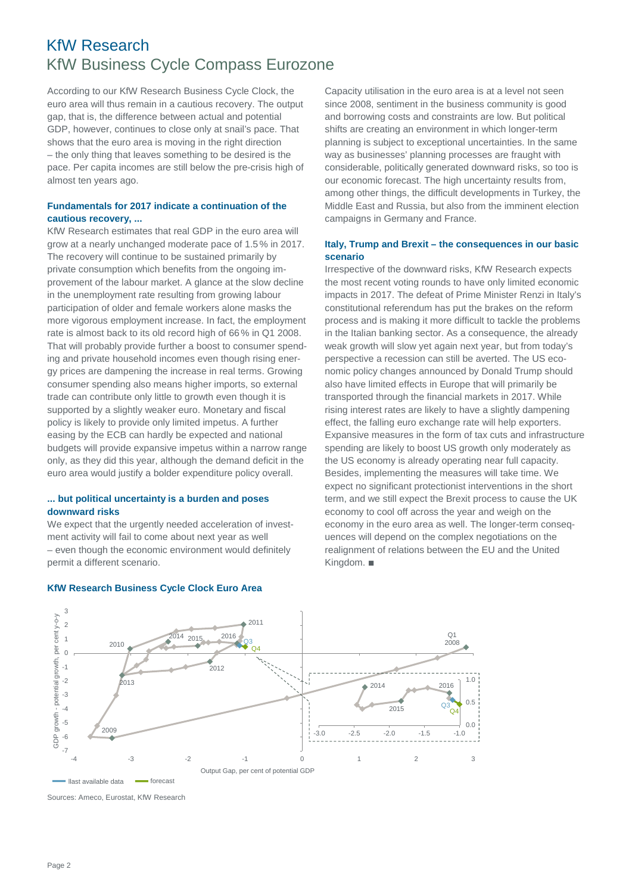# KfW Research
## KfW Business Cycle Compass Eurozone

According to our KfW Research Business Cycle Clock, the euro area will thus remain in a cautious recovery. The output gap, that is, the difference between actual and potential GDP, however, continues to close only at snail's pace. That shows that the euro area is moving in the right direction – the only thing that leaves something to be desired is the pace. Per capita incomes are still below the pre-crisis high of almost ten years ago.

### Fundamentals for 2017 indicate a continuation of the cautious recovery, ...

KfW Research estimates that real GDP in the euro area will grow at a nearly unchanged moderate pace of 1.5 % in 2017. The recovery will continue to be sustained primarily by private consumption which benefits from the ongoing improvement of the labour market. A glance at the slow decline in the unemployment rate resulting from growing labour participation of older and female workers alone masks the more vigorous employment increase. In fact, the employment rate is almost back to its old record high of 66 % in Q1 2008. That will probably provide further a boost to consumer spending and private household incomes even though rising energy prices are dampening the increase in real terms. Growing consumer spending also means higher imports, so external trade can contribute only little to growth even though it is supported by a slightly weaker euro. Monetary and fiscal policy is likely to provide only limited impetus. A further easing by the ECB can hardly be expected and national budgets will provide expansive impetus within a narrow range only, as they did this year, although the demand deficit in the euro area would justify a bolder expenditure policy overall.

### ... but political uncertainty is a burden and poses downward risks

We expect that the urgently needed acceleration of investment activity will fail to come about next year as well – even though the economic environment would definitely permit a different scenario.

Capacity utilisation in the euro area is at a level not seen since 2008, sentiment in the business community is good and borrowing costs and constraints are low. But political shifts are creating an environment in which longer-term planning is subject to exceptional uncertainties. In the same way as businesses' planning processes are fraught with considerable, politically generated downward risks, so too is our economic forecast. The high uncertainty results from, among other things, the difficult developments in Turkey, the Middle East and Russia, but also from the imminent election campaigns in Germany and France.

### Italy, Trump and Brexit – the consequences in our basic scenario

Irrespective of the downward risks, KfW Research expects the most recent voting rounds to have only limited economic impacts in 2017. The defeat of Prime Minister Renzi in Italy's constitutional referendum has put the brakes on the reform process and is making it more difficult to tackle the problems in the Italian banking sector. As a consequence, the already weak growth will slow yet again next year, but from today's perspective a recession can still be averted. The US economic policy changes announced by Donald Trump should also have limited effects in Europe that will primarily be transported through the financial markets in 2017. While rising interest rates are likely to have a slightly dampening effect, the falling euro exchange rate will help exporters. Expansive measures in the form of tax cuts and infrastructure spending are likely to boost US growth only moderately as the US economy is already operating near full capacity. Besides, implementing the measures will take time. We expect no significant protectionist interventions in the short term, and we still expect the Brexit process to cause the UK economy to cool off across the year and weigh on the economy in the euro area as well. The longer-term consequences will depend on the complex negotiations on the realignment of relations between the EU and the United Kingdom. ■

**KfW Research Business Cycle Clock Euro Area**

GDP growth - potential growth, per cent y-o-y

Output Gap, per cent of potential GDP

2009, 2010, 2011, 2012, 2013, 2014, 2015, 2016, Q3, Q4, Q1 2008

llast available data — forecast

Sources: Ameco, Eurostat, KfW Research